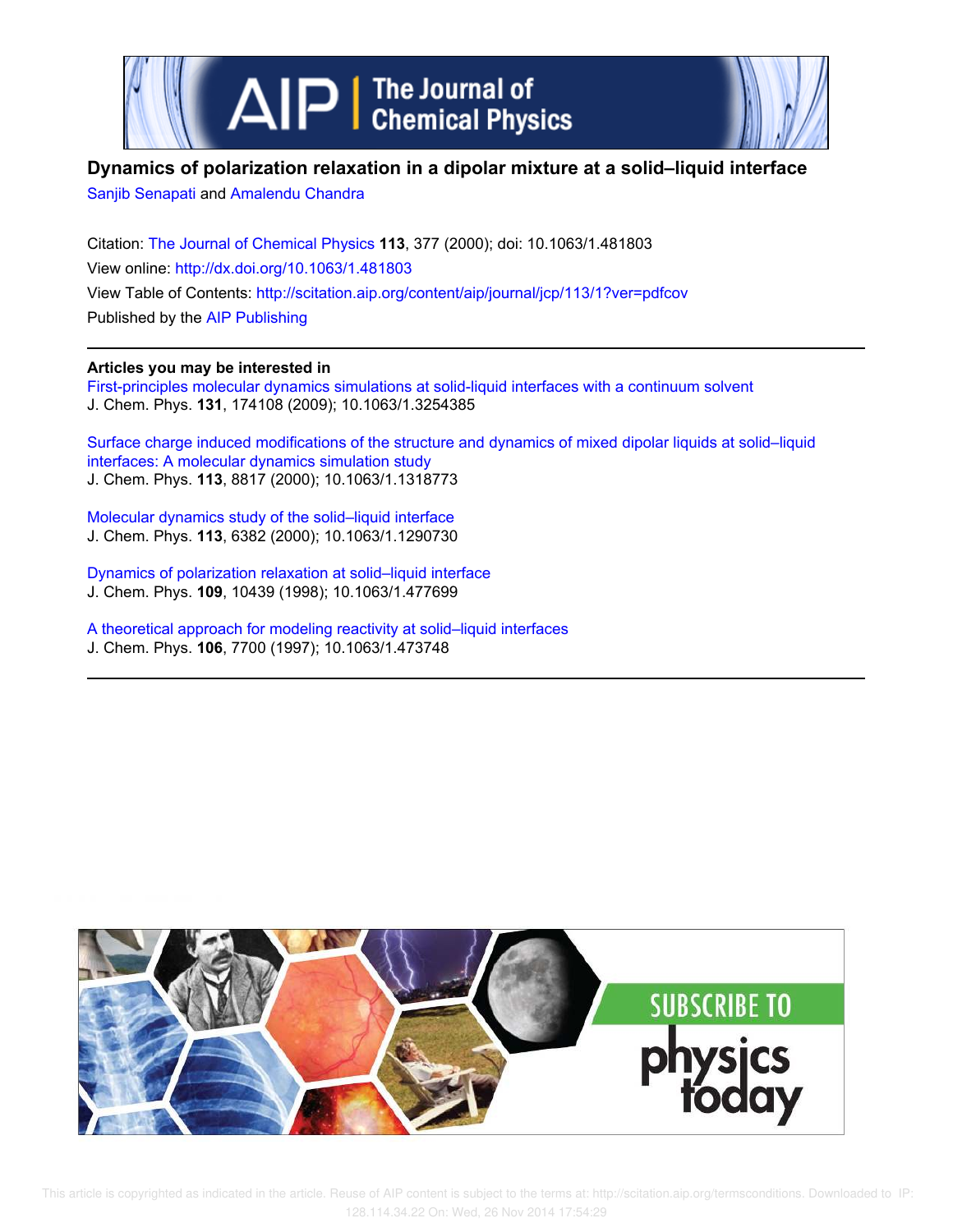# Dynamics of polarization relaxation in a dipolar mixture at a solid–liquid interface

Sanjib Senapati and Amalendu Chandra

Citation: The Journal of Chemical Physics **113**, 377 (2000); doi: 10.1063/1.481803

View online: http://dx.doi.org/10.1063/1.481803

View Table of Contents: http://scitation.aip.org/content/aip/journal/jcp/113/1?ver=pdfcov

Published by the AIP Publishing

**Articles you may be interested in**

First-principles molecular dynamics simulations at solid-liquid interfaces with a continuum solvent
J. Chem. Phys. **131**, 174108 (2009); 10.1063/1.3254385

Surface charge induced modifications of the structure and dynamics of mixed dipolar liquids at solid–liquid interfaces: A molecular dynamics simulation study
J. Chem. Phys. **113**, 8817 (2000); 10.1063/1.1318773

Molecular dynamics study of the solid–liquid interface
J. Chem. Phys. **113**, 6382 (2000); 10.1063/1.1290730

Dynamics of polarization relaxation at solid–liquid interface
J. Chem. Phys. **109**, 10439 (1998); 10.1063/1.477699

A theoretical approach for modeling reactivity at solid–liquid interfaces
J. Chem. Phys. **106**, 7700 (1997); 10.1063/1.473748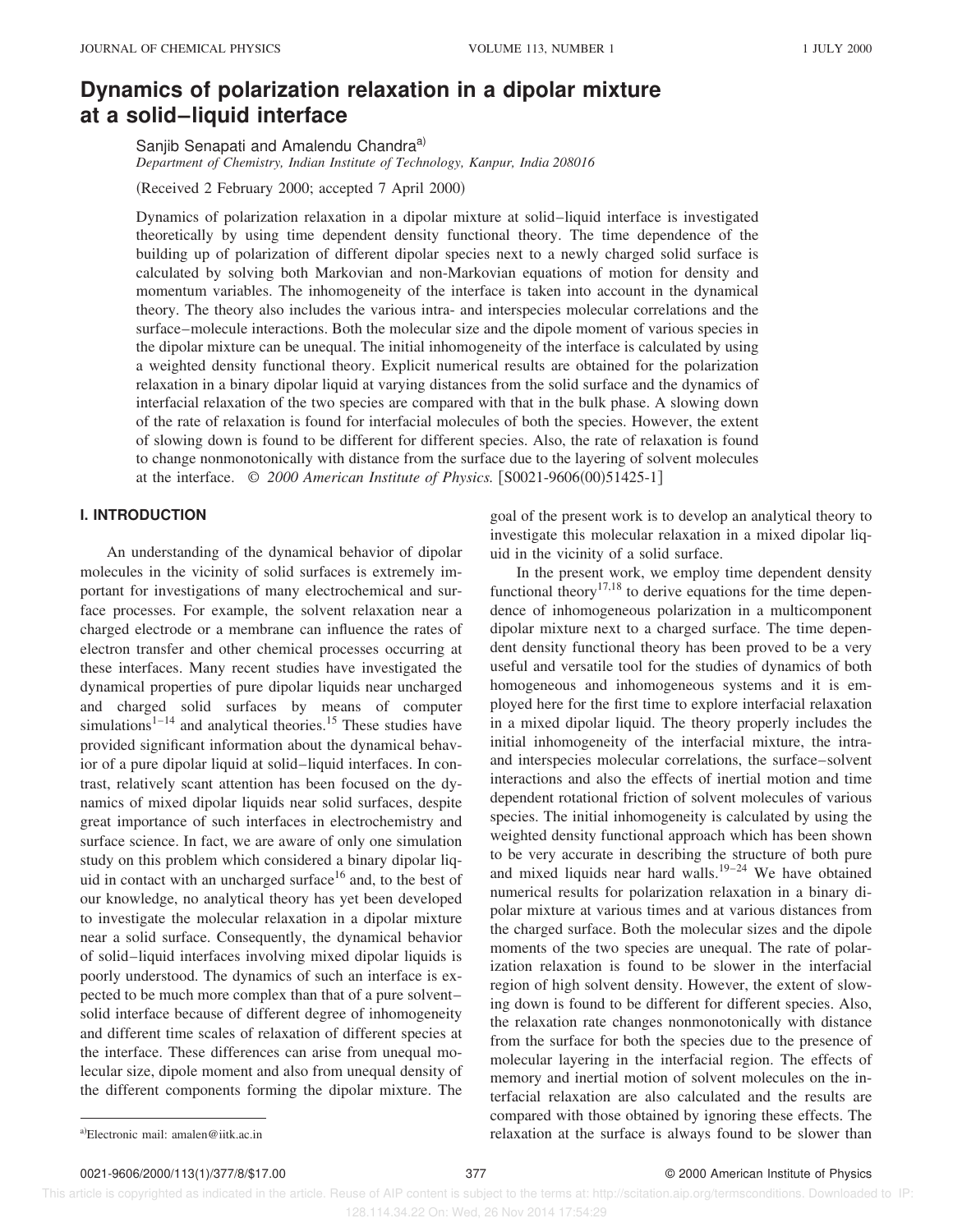# Dynamics of polarization relaxation in a dipolar mixture at a solid–liquid interface

Sanjib Senapati and Amalendu Chandra[a]

*Department of Chemistry, Indian Institute of Technology, Kanpur, India 208016*

(Received 2 February 2000; accepted 7 April 2000)

Dynamics of polarization relaxation in a dipolar mixture at solid–liquid interface is investigated theoretically by using time dependent density functional theory. The time dependence of the building up of polarization of different dipolar species next to a newly charged solid surface is calculated by solving both Markovian and non-Markovian equations of motion for density and momentum variables. The inhomogeneity of the interface is taken into account in the dynamical theory. The theory also includes the various intra- and interspecies molecular correlations and the surface–molecule interactions. Both the molecular size and the dipole moment of various species in the dipolar mixture can be unequal. The initial inhomogeneity of the interface is calculated by using a weighted density functional theory. Explicit numerical results are obtained for the polarization relaxation in a binary dipolar liquid at varying distances from the solid surface and the dynamics of interfacial relaxation of the two species are compared with that in the bulk phase. A slowing down of the rate of relaxation is found for interfacial molecules of both the species. However, the extent of slowing down is found to be different for different species. Also, the rate of relaxation is found to change nonmonotonically with distance from the surface due to the layering of solvent molecules at the interface. © *2000 American Institute of Physics.* [S0021-9606(00)51425-1]

## I. INTRODUCTION

An understanding of the dynamical behavior of dipolar molecules in the vicinity of solid surfaces is extremely important for investigations of many electrochemical and surface processes. For example, the solvent relaxation near a charged electrode or a membrane can influence the rates of electron transfer and other chemical processes occurring at these interfaces. Many recent studies have investigated the dynamical properties of pure dipolar liquids near uncharged and charged solid surfaces by means of computer simulations[1–14] and analytical theories.[15] These studies have provided significant information about the dynamical behavior of a pure dipolar liquid at solid–liquid interfaces. In contrast, relatively scant attention has been focused on the dynamics of mixed dipolar liquids near solid surfaces, despite great importance of such interfaces in electrochemistry and surface science. In fact, we are aware of only one simulation study on this problem which considered a binary dipolar liquid in contact with an uncharged surface[16] and, to the best of our knowledge, no analytical theory has yet been developed to investigate the molecular relaxation in a dipolar mixture near a solid surface. Consequently, the dynamical behavior of solid–liquid interfaces involving mixed dipolar liquids is poorly understood. The dynamics of such an interface is expected to be much more complex than that of a pure solvent–solid interface because of different degree of inhomogeneity and different time scales of relaxation of different species at the interface. These differences can arise from unequal molecular size, dipole moment and also from unequal density of the different components forming the dipolar mixture. The goal of the present work is to develop an analytical theory to investigate this molecular relaxation in a mixed dipolar liquid in the vicinity of a solid surface.

In the present work, we employ time dependent density functional theory[17,18] to derive equations for the time dependence of inhomogeneous polarization in a multicomponent dipolar mixture next to a charged surface. The time dependent density functional theory has been proved to be a very useful and versatile tool for the studies of dynamics of both homogeneous and inhomogeneous systems and it is employed here for the first time to explore interfacial relaxation in a mixed dipolar liquid. The theory properly includes the initial inhomogeneity of the interfacial mixture, the intra- and interspecies molecular correlations, the surface–solvent interactions and also the effects of inertial motion and time dependent rotational friction of solvent molecules of various species. The initial inhomogeneity is calculated by using the weighted density functional approach which has been shown to be very accurate in describing the structure of both pure and mixed liquids near hard walls.[19–24] We have obtained numerical results for polarization relaxation in a binary dipolar mixture at various times and at various distances from the charged surface. Both the molecular sizes and the dipole moments of the two species are unequal. The rate of polarization relaxation is found to be slower in the interfacial region of high solvent density. However, the extent of slowing down is found to be different for different species. Also, the relaxation rate changes nonmonotonically with distance from the surface for both the species due to the presence of molecular layering in the interfacial region. The effects of memory and inertial motion of solvent molecules on the interfacial relaxation are also calculated and the results are compared with those obtained by ignoring these effects. The relaxation at the surface is always found to be slower than

[a]Electronic mail: amalen@iitk.ac.in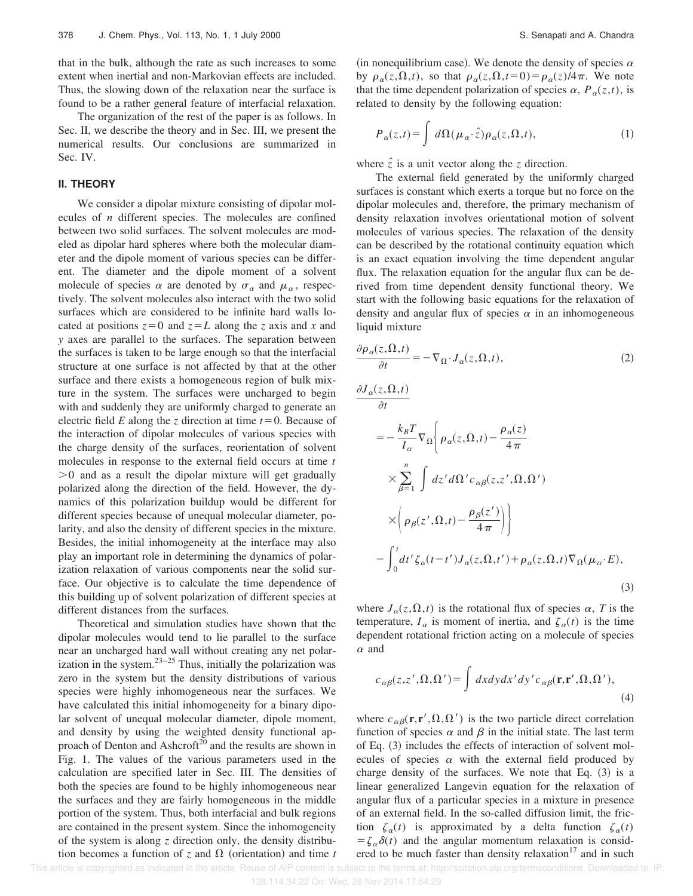that in the bulk, although the rate as such increases to some extent when inertial and non-Markovian effects are included. Thus, the slowing down of the relaxation near the surface is found to be a rather general feature of interfacial relaxation.

The organization of the rest of the paper is as follows. In Sec. II, we describe the theory and in Sec. III, we present the numerical results. Our conclusions are summarized in Sec. IV.

## II. THEORY

We consider a dipolar mixture consisting of dipolar molecules of $n$ different species. The molecules are confined between two solid surfaces. The solvent molecules are modeled as dipolar hard spheres where both the molecular diameter and the dipole moment of various species can be different. The diameter and the dipole moment of a solvent molecule of species $\alpha$ are denoted by $\sigma_\alpha$ and $\mu_\alpha$, respectively. The solvent molecules also interact with the two solid surfaces which are considered to be infinite hard walls located at positions $z=0$ and $z=L$ along the $z$ axis and $x$ and $y$ axes are parallel to the surfaces. The separation between the surfaces is taken to be large enough so that the interfacial structure at one surface is not affected by that at the other surface and there exists a homogeneous region of bulk mixture in the system. The surfaces were uncharged to begin with and suddenly they are uniformly charged to generate an electric field $E$ along the $z$ direction at time $t=0$. Because of the interaction of dipolar molecules of various species with the charge density of the surfaces, reorientation of solvent molecules in response to the external field occurs at time $t>0$ and as a result the dipolar mixture will get gradually polarized along the direction of the field. However, the dynamics of this polarization buildup would be different for different species because of unequal molecular diameter, polarity, and also the density of different species in the mixture. Besides, the initial inhomogeneity at the interface may also play an important role in determining the dynamics of polarization relaxation of various components near the solid surface. Our objective is to calculate the time dependence of this building up of solvent polarization of different species at different distances from the surfaces.

Theoretical and simulation studies have shown that the dipolar molecules would tend to lie parallel to the surface near an uncharged hard wall without creating any net polarization in the system.[23–25] Thus, initially the polarization was zero in the system but the density distributions of various species were highly inhomogeneous near the surfaces. We have calculated this initial inhomogeneity for a binary dipolar solvent of unequal molecular diameter, dipole moment, and density by using the weighted density functional approach of Denton and Ashcroft[20] and the results are shown in Fig. 1. The values of the various parameters used in the calculation are specified later in Sec. III. The densities of both the species are found to be highly inhomogeneous near the surfaces and they are fairly homogeneous in the middle portion of the system. Thus, both interfacial and bulk regions are contained in the present system. Since the inhomogeneity of the system is along $z$ direction only, the density distribution becomes a function of $z$ and $\Omega$ (orientation) and time $t$ (in nonequilibrium case). We denote the density of species $\alpha$ by $\rho_\alpha(z,\Omega,t)$, so that $\rho_\alpha(z,\Omega,t=0)=\rho_\alpha(z)/4\pi$. We note that the time dependent polarization of species $\alpha$, $P_\alpha(z,t)$, is related to density by the following equation:

$$P_\alpha(z,t)=\int d\Omega(\mu_\alpha\cdot\hat{z})\rho_\alpha(z,\Omega,t), \tag{1}$$

where $\hat{z}$ is a unit vector along the $z$ direction.

The external field generated by the uniformly charged surfaces is constant which exerts a torque but no force on the dipolar molecules and, therefore, the primary mechanism of density relaxation involves orientational motion of solvent molecules of various species. The relaxation of the density can be described by the rotational continuity equation which is an exact equation involving the time dependent angular flux. The relaxation equation for the angular flux can be derived from time dependent density functional theory. We start with the following basic equations for the relaxation of density and angular flux of species $\alpha$ in an inhomogeneous liquid mixture

$$\frac{\partial\rho_\alpha(z,\Omega,t)}{\partial t}=-\nabla_\Omega\cdot J_\alpha(z,\Omega,t), \tag{2}$$

$$\begin{aligned}\frac{\partial J_\alpha(z,\Omega,t)}{\partial t} =& -\frac{k_BT}{I_\alpha}\nabla_\Omega\Bigg\{\rho_\alpha(z,\Omega,t)-\frac{\rho_\alpha(z)}{4\pi}\\ &\times\sum_{\beta=1}^{n}\int dz'd\Omega' c_{\alpha\beta}(z,z',\Omega,\Omega')\\ &\times\left(\rho_\beta(z',\Omega,t)-\frac{\rho_\beta(z')}{4\pi}\right)\Bigg\}\\ &-\int_0^t dt'\zeta_\alpha(t-t')J_\alpha(z,\Omega,t')+\rho_\alpha(z,\Omega,t)\nabla_\Omega(\mu_\alpha\cdot E),\end{aligned} \tag{3}$$

where $J_\alpha(z,\Omega,t)$ is the rotational flux of species $\alpha$, $T$ is the temperature, $I_\alpha$ is moment of inertia, and $\zeta_\alpha(t)$ is the time dependent rotational friction acting on a molecule of species $\alpha$ and

$$c_{\alpha\beta}(z,z',\Omega,\Omega')=\int dxdydx'dy'c_{\alpha\beta}(\mathbf{r},\mathbf{r}',\Omega,\Omega'), \tag{4}$$

where $c_{\alpha\beta}(\mathbf{r},\mathbf{r}',\Omega,\Omega')$ is the two particle direct correlation function of species $\alpha$ and $\beta$ in the initial state. The last term of Eq. (3) includes the effects of interaction of solvent molecules of species $\alpha$ with the external field produced by charge density of the surfaces. We note that Eq. (3) is a linear generalized Langevin equation for the relaxation of angular flux of a particular species in a mixture in presence of an external field. In the so-called diffusion limit, the friction $\zeta_\alpha(t)$ is approximated by a delta function $\zeta_\alpha(t)=\zeta_\alpha\delta(t)$ and the angular momentum relaxation is considered to be much faster than density relaxation[17] and in such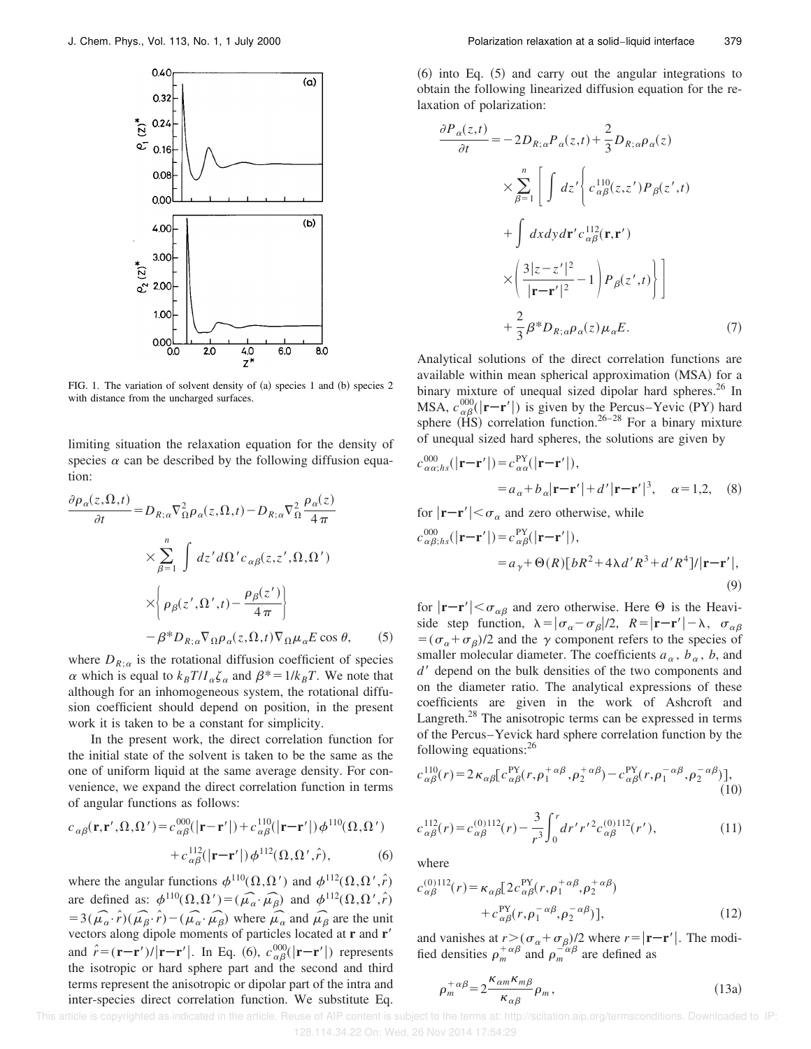FIG. 1. The variation of solvent density of (a) species 1 and (b) species 2 with distance from the uncharged surfaces.

limiting situation the relaxation equation for the density of species $\alpha$ can be described by the following diffusion equation:

$$\frac{\partial \rho_\alpha(z,\Omega,t)}{\partial t} = D_{R;\alpha}\nabla_\Omega^2 \rho_\alpha(z,\Omega,t) - D_{R;\alpha}\nabla_\Omega^2 \frac{\rho_\alpha(z)}{4\pi} \times \sum_{\beta=1}^{n} \int dz' d\Omega' c_{\alpha\beta}(z,z',\Omega,\Omega') \times \left\{ \rho_\beta(z',\Omega',t) - \frac{\rho_\beta(z')}{4\pi} \right\} - \beta^* D_{R;\alpha} \nabla_\Omega \rho_\alpha(z,\Omega,t) \nabla_\Omega \mu_\alpha E \cos\theta, \tag{5}$$

where $D_{R;\alpha}$ is the rotational diffusion coefficient of species $\alpha$ which is equal to $k_BT/I_\alpha\zeta_\alpha$ and $\beta^* = 1/k_BT$. We note that although for an inhomogeneous system, the rotational diffusion coefficient should depend on position, in the present work it is taken to be a constant for simplicity.

In the present work, the direct correlation function for the initial state of the solvent is taken to be the same as the one of uniform liquid at the same average density. For convenience, we expand the direct correlation function in terms of angular functions as follows:

$$c_{\alpha\beta}(\mathbf{r},\mathbf{r}',\Omega,\Omega') = c_{\alpha\beta}^{000}(|\mathbf{r}-\mathbf{r}'|) + c_{\alpha\beta}^{110}(|\mathbf{r}-\mathbf{r}'|)\phi^{110}(\Omega,\Omega') + c_{\alpha\beta}^{112}(|\mathbf{r}-\mathbf{r}'|)\phi^{112}(\Omega,\Omega',\hat{r}), \tag{6}$$

where the angular functions $\phi^{110}(\Omega,\Omega')$ and $\phi^{112}(\Omega,\Omega',\hat{r})$ are defined as: $\phi^{110}(\Omega,\Omega') = (\widehat{\mu_\alpha}\cdot\widehat{\mu_\beta})$ and $\phi^{112}(\Omega,\Omega',\hat{r}) = 3(\widehat{\mu_\alpha}\cdot\hat{r})(\widehat{\mu_\beta}\cdot\hat{r}) - (\widehat{\mu_\alpha}\cdot\widehat{\mu_\beta})$ where $\widehat{\mu_\alpha}$ and $\widehat{\mu_\beta}$ are the unit vectors along dipole moments of particles located at $\mathbf{r}$ and $\mathbf{r}'$ and $\hat{r} = (\mathbf{r}-\mathbf{r}')/|\mathbf{r}-\mathbf{r}'|$. In Eq. (6), $c_{\alpha\beta}^{000}(|\mathbf{r}-\mathbf{r}'|)$ represents the isotropic or hard sphere part and the second and third terms represent the anisotropic or dipolar part of the intra and inter-species direct correlation function. We substitute Eq. (6) into Eq. (5) and carry out the angular integrations to obtain the following linearized diffusion equation for the relaxation of polarization:

$$\frac{\partial P_\alpha(z,t)}{\partial t} = -2D_{R;\alpha}P_\alpha(z,t) + \frac{2}{3}D_{R;\alpha}\rho_\alpha(z) \times \sum_{\beta=1}^{n}\left[\int dz' \left\{ c_{\alpha\beta}^{110}(z,z')P_\beta(z',t) + \int dx dy d\mathbf{r}' c_{\alpha\beta}^{112}(\mathbf{r},\mathbf{r}') \times \left(\frac{3|z-z'|^2}{|\mathbf{r}-\mathbf{r}'|^2} - 1\right) P_\beta(z',t) \right\}\right] + \frac{2}{3}\beta^* D_{R;\alpha}\rho_\alpha(z)\mu_\alpha E. \tag{7}$$

Analytical solutions of the direct correlation functions are available within mean spherical approximation (MSA) for a binary mixture of unequal sized dipolar hard spheres.[26] In MSA, $c_{\alpha\beta}^{000}(|\mathbf{r}-\mathbf{r}'|)$ is given by the Percus–Yevic (PY) hard sphere (HS) correlation function.[26–28] For a binary mixture of unequal sized hard spheres, the solutions are given by

$$c_{\alpha\alpha;hs}^{000}(|\mathbf{r}-\mathbf{r}'|) = c_{\alpha\alpha}^{\mathrm{PY}}(|\mathbf{r}-\mathbf{r}'|) = a_\alpha + b_\alpha|\mathbf{r}-\mathbf{r}'| + d'|\mathbf{r}-\mathbf{r}'|^3, \quad \alpha = 1,2, \tag{8}$$

for $|\mathbf{r}-\mathbf{r}'| < \sigma_\alpha$ and zero otherwise, while

$$c_{\alpha\beta;hs}^{000}(|\mathbf{r}-\mathbf{r}'|) = c_{\alpha\beta}^{\mathrm{PY}}(|\mathbf{r}-\mathbf{r}'|) = a_\gamma + \Theta(R)[bR^2 + 4\lambda d'R^3 + d'R^4]/|\mathbf{r}-\mathbf{r}'|, \tag{9}$$

for $|\mathbf{r}-\mathbf{r}'| < \sigma_{\alpha\beta}$ and zero otherwise. Here $\Theta$ is the Heaviside step function, $\lambda = |\sigma_\alpha - \sigma_\beta|/2$, $R = |\mathbf{r}-\mathbf{r}'| - \lambda$, $\sigma_{\alpha\beta} = (\sigma_\alpha + \sigma_\beta)/2$ and the $\gamma$ component refers to the species of smaller molecular diameter. The coefficients $a_\alpha$, $b_\alpha$, $b$, and $d'$ depend on the bulk densities of the two components and on the diameter ratio. The analytical expressions of these coefficients are given in the work of Ashcroft and Langreth.[28] The anisotropic terms can be expressed in terms of the Percus–Yevick hard sphere correlation function by the following equations:[26]

$$c_{\alpha\beta}^{110}(r) = 2\kappa_{\alpha\beta}[c_{\alpha\beta}^{\mathrm{PY}}(r,\rho_1^{+\alpha\beta},\rho_2^{+\alpha\beta}) - c_{\alpha\beta}^{\mathrm{PY}}(r,\rho_1^{-\alpha\beta},\rho_2^{-\alpha\beta})], \tag{10}$$

$$c_{\alpha\beta}^{112}(r) = c_{\alpha\beta}^{(0)112}(r) - \frac{3}{r^3}\int_0^r dr' r'^2 c_{\alpha\beta}^{(0)112}(r'), \tag{11}$$

where

$$c_{\alpha\beta}^{(0)112}(r) = \kappa_{\alpha\beta}[2c_{\alpha\beta}^{\mathrm{PY}}(r,\rho_1^{+\alpha\beta},\rho_2^{+\alpha\beta}) + c_{\alpha\beta}^{\mathrm{PY}}(r,\rho_1^{-\alpha\beta},\rho_2^{-\alpha\beta})], \tag{12}$$

and vanishes at $r > (\sigma_\alpha + \sigma_\beta)/2$ where $r = |\mathbf{r}-\mathbf{r}'|$. The modified densities $\rho_m^{+\alpha\beta}$ and $\rho_m^{-\alpha\beta}$ are defined as

$$\rho_m^{+\alpha\beta} = 2\frac{\kappa_{\alpha m}\kappa_{m\beta}}{\kappa_{\alpha\beta}}\rho_m, \tag{13a}$$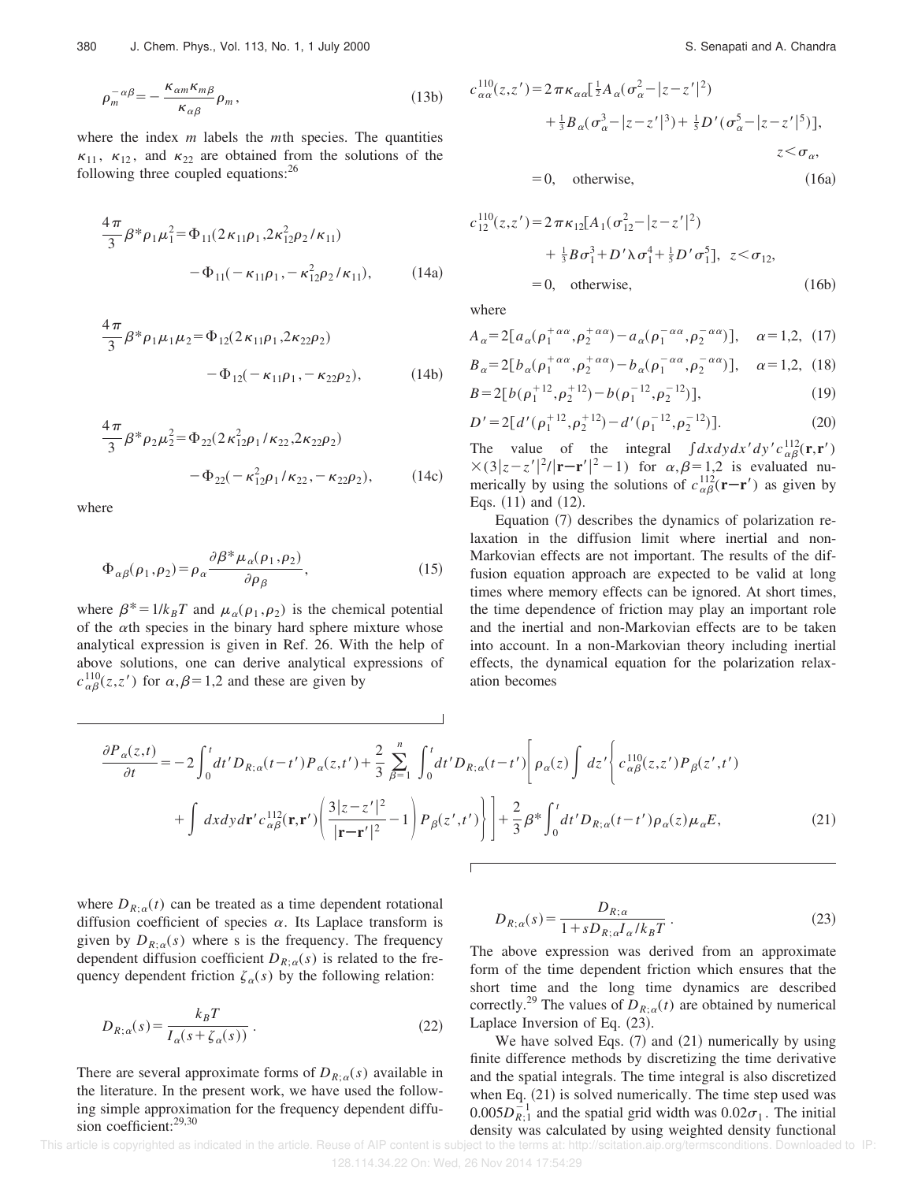$$\rho_m^{-\alpha\beta} = -\frac{\kappa_{\alpha m}\kappa_{m\beta}}{\kappa_{\alpha\beta}}\rho_m, \tag{13b}$$

where the index $m$ labels the $m$th species. The quantities $\kappa_{11}$, $\kappa_{12}$, and $\kappa_{22}$ are obtained from the solutions of the following three coupled equations:[26]

$$\frac{4\pi}{3}\beta^*\rho_1\mu_1^2 = \Phi_{11}(2\kappa_{11}\rho_1, 2\kappa_{12}^2\rho_2/\kappa_{11}) - \Phi_{11}(-\kappa_{11}\rho_1, -\kappa_{12}^2\rho_2/\kappa_{11}), \tag{14a}$$

$$\frac{4\pi}{3}\beta^*\rho_1\mu_1\mu_2 = \Phi_{12}(2\kappa_{11}\rho_1, 2\kappa_{22}\rho_2) - \Phi_{12}(-\kappa_{11}\rho_1, -\kappa_{22}\rho_2), \tag{14b}$$

$$\frac{4\pi}{3}\beta^*\rho_2\mu_2^2 = \Phi_{22}(2\kappa_{12}^2\rho_1/\kappa_{22}, 2\kappa_{22}\rho_2) - \Phi_{22}(-\kappa_{12}^2\rho_1/\kappa_{22}, -\kappa_{22}\rho_2), \tag{14c}$$

where

$$\Phi_{\alpha\beta}(\rho_1,\rho_2) = \rho_\alpha \frac{\partial \beta^*\mu_\alpha(\rho_1,\rho_2)}{\partial \rho_\beta}, \tag{15}$$

where $\beta^* = 1/k_BT$ and $\mu_\alpha(\rho_1,\rho_2)$ is the chemical potential of the $\alpha$th species in the binary hard sphere mixture whose analytical expression is given in Ref. 26. With the help of above solutions, one can derive analytical expressions of $c_{\alpha\beta}^{110}(z,z')$ for $\alpha,\beta=1,2$ and these are given by

$$c_{\alpha\alpha}^{110}(z,z') = 2\pi\kappa_{\alpha\alpha}\left[\tfrac{1}{2}A_\alpha(\sigma_\alpha^2 - |z-z'|^2) + \tfrac{1}{3}B_\alpha(\sigma_\alpha^3 - |z-z'|^3) + \tfrac{1}{5}D'(\sigma_\alpha^5 - |z-z'|^5)\right], \quad z<\sigma_\alpha,$$
$$= 0, \quad \text{otherwise}, \tag{16a}$$

$$c_{12}^{110}(z,z') = 2\pi\kappa_{12}\left[A_1(\sigma_{12}^2 - |z-z'|^2) + \tfrac{1}{3}B\sigma_1^3 + D'\lambda\sigma_1^4 + \tfrac{1}{5}D'\sigma_1^5\right], \quad z<\sigma_{12},$$
$$= 0, \quad \text{otherwise}, \tag{16b}$$

where

$$A_\alpha = 2[a_\alpha(\rho_1^{+\alpha\alpha},\rho_2^{+\alpha\alpha}) - a_\alpha(\rho_1^{-\alpha\alpha},\rho_2^{-\alpha\alpha})], \quad \alpha=1,2, \tag{17}$$

$$B_\alpha = 2[b_\alpha(\rho_1^{+\alpha\alpha},\rho_2^{+\alpha\alpha}) - b_\alpha(\rho_1^{-\alpha\alpha},\rho_2^{-\alpha\alpha})], \quad \alpha=1,2, \tag{18}$$

$$B = 2[b(\rho_1^{+12},\rho_2^{+12}) - b(\rho_1^{-12},\rho_2^{-12})], \tag{19}$$

$$D' = 2[d'(\rho_1^{+12},\rho_2^{+12}) - d'(\rho_1^{-12},\rho_2^{-12})]. \tag{20}$$

The value of the integral $\int dx dy dx' dy' c_{\alpha\beta}^{112}(\mathbf{r},\mathbf{r}') \times (3|z-z'|^2/|\mathbf{r}-\mathbf{r}'|^2 - 1)$ for $\alpha,\beta=1,2$ is evaluated numerically by using the solutions of $c_{\alpha\beta}^{112}(\mathbf{r}-\mathbf{r}')$ as given by Eqs. (11) and (12).

Equation (7) describes the dynamics of polarization relaxation in the diffusion limit where inertial and non-Markovian effects are not important. The results of the diffusion equation approach are expected to be valid at long times where memory effects can be ignored. At short times, the time dependence of friction may play an important role and the inertial and non-Markovian effects are to be taken into account. In a non-Markovian theory including inertial effects, the dynamical equation for the polarization relaxation becomes

$$\frac{\partial P_\alpha(z,t)}{\partial t} = -2\int_0^t dt' D_{R;\alpha}(t-t')P_\alpha(z,t') + \frac{2}{3}\sum_{\beta=1}^{n}\int_0^t dt' D_{R;\alpha}(t-t')\Bigg[\rho_\alpha(z)\int dz'\Bigg\{c_{\alpha\beta}^{110}(z,z')P_\beta(z',t') + \int dx dy d\mathbf{r}' c_{\alpha\beta}^{112}(\mathbf{r},\mathbf{r}')\left(\frac{3|z-z'|^2}{|\mathbf{r}-\mathbf{r}'|^2} - 1\right)P_\beta(z',t')\Bigg\}\Bigg] + \frac{2}{3}\beta^*\int_0^t dt' D_{R;\alpha}(t-t')\rho_\alpha(z)\mu_\alpha E, \tag{21}$$

where $D_{R;\alpha}(t)$ can be treated as a time dependent rotational diffusion coefficient of species $\alpha$. Its Laplace transform is given by $D_{R;\alpha}(s)$ where s is the frequency. The frequency dependent diffusion coefficient $D_{R;\alpha}(s)$ is related to the frequency dependent friction $\zeta_\alpha(s)$ by the following relation:

$$D_{R;\alpha}(s) = \frac{k_BT}{I_\alpha(s+\zeta_\alpha(s))}. \tag{22}$$

There are several approximate forms of $D_{R;\alpha}(s)$ available in the literature. In the present work, we have used the following simple approximation for the frequency dependent diffusion coefficient:[29,30]

$$D_{R;\alpha}(s) = \frac{D_{R;\alpha}}{1 + sD_{R;\alpha}I_\alpha/k_BT}. \tag{23}$$

The above expression was derived from an approximate form of the time dependent friction which ensures that the short time and the long time dynamics are described correctly.[29] The values of $D_{R;\alpha}(t)$ are obtained by numerical Laplace Inversion of Eq. (23).

We have solved Eqs. (7) and (21) numerically by using finite difference methods by discretizing the time derivative and the spatial integrals. The time integral is also discretized when Eq. (21) is solved numerically. The time step used was $0.005D_{R;1}^{-1}$ and the spatial grid width was $0.02\sigma_1$. The initial density was calculated by using weighted density functional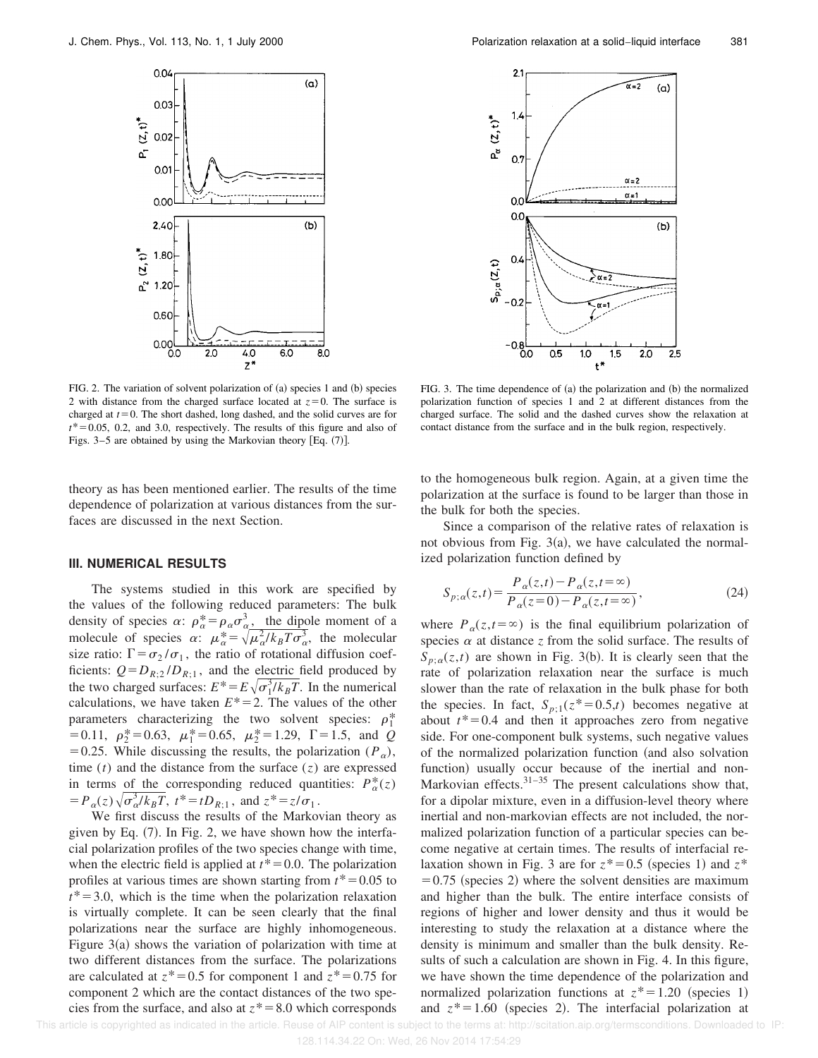FIG. 2. The variation of solvent polarization of (a) species 1 and (b) species 2 with distance from the charged surface located at $z=0$. The surface is charged at $t=0$. The short dashed, long dashed, and the solid curves are for $t^*=0.05$, 0.2, and 3.0, respectively. The results of this figure and also of Figs. 3–5 are obtained by using the Markovian theory [Eq. (7)].

FIG. 3. The time dependence of (a) the polarization and (b) the normalized polarization function of species 1 and 2 at different distances from the charged surface. The solid and the dashed curves show the relaxation at contact distance from the surface and in the bulk region, respectively.

theory as has been mentioned earlier. The results of the time dependence of polarization at various distances from the surfaces are discussed in the next Section.

## III. NUMERICAL RESULTS

The systems studied in this work are specified by the values of the following reduced parameters: The bulk density of species $\alpha$: $\rho_\alpha^* = \rho_\alpha \sigma_\alpha^3$, the dipole moment of a molecule of species $\alpha$: $\mu_\alpha^* = \sqrt{\mu_\alpha^2/k_B T \sigma_\alpha^3}$, the molecular size ratio: $\Gamma = \sigma_2/\sigma_1$, the ratio of rotational diffusion coefficients: $Q = D_{R;2}/D_{R;1}$, and the electric field produced by the two charged surfaces: $E^* = E\sqrt{\sigma_1^3/k_B T}$. In the numerical calculations, we have taken $E^*=2$. The values of the other parameters characterizing the two solvent species: $\rho_1^* = 0.11$, $\rho_2^* = 0.63$, $\mu_1^* = 0.65$, $\mu_2^* = 1.29$, $\Gamma = 1.5$, and $Q = 0.25$. While discussing the results, the polarization ($P_\alpha$), time ($t$) and the distance from the surface ($z$) are expressed in terms of the corresponding reduced quantities: $P_\alpha^*(z) = P_\alpha(z)\sqrt{\sigma_\alpha^3/k_B T}$, $t^* = tD_{R;1}$, and $z^* = z/\sigma_1$.

We first discuss the results of the Markovian theory as given by Eq. (7). In Fig. 2, we have shown how the interfacial polarization profiles of the two species change with time, when the electric field is applied at $t^*=0.0$. The polarization profiles at various times are shown starting from $t^*=0.05$ to $t^*=3.0$, which is the time when the polarization relaxation is virtually complete. It can be seen clearly that the final polarizations near the surface are highly inhomogeneous. Figure 3(a) shows the variation of polarization with time at two different distances from the surface. The polarizations are calculated at $z^*=0.5$ for component 1 and $z^*=0.75$ for component 2 which are the contact distances of the two species from the surface, and also at $z^*=8.0$ which corresponds to the homogeneous bulk region. Again, at a given time the polarization at the surface is found to be larger than those in the bulk for both the species.

Since a comparison of the relative rates of relaxation is not obvious from Fig. 3(a), we have calculated the normalized polarization function defined by

$$S_{p;\alpha}(z,t) = \frac{P_\alpha(z,t) - P_\alpha(z,t=\infty)}{P_\alpha(z=0) - P_\alpha(z,t=\infty)}, \tag{24}$$

where $P_\alpha(z,t=\infty)$ is the final equilibrium polarization of species $\alpha$ at distance $z$ from the solid surface. The results of $S_{p;\alpha}(z,t)$ are shown in Fig. 3(b). It is clearly seen that the rate of polarization relaxation near the surface is much slower than the rate of relaxation in the bulk phase for both the species. In fact, $S_{p;1}(z^*=0.5,t)$ becomes negative at about $t^*=0.4$ and then it approaches zero from negative side. For one-component bulk systems, such negative values of the normalized polarization function (and also solvation function) usually occur because of the inertial and non-Markovian effects.[31–35] The present calculations show that, for a dipolar mixture, even in a diffusion-level theory where inertial and non-markovian effects are not included, the normalized polarization function of a particular species can become negative at certain times. The results of interfacial relaxation shown in Fig. 3 are for $z^*=0.5$ (species 1) and $z^*=0.75$ (species 2) where the solvent densities are maximum and higher than the bulk. The entire interface consists of regions of higher and lower density and thus it would be interesting to study the relaxation at a distance where the density is minimum and smaller than the bulk density. Results of such a calculation are shown in Fig. 4. In this figure, we have shown the time dependence of the polarization and normalized polarization functions at $z^*=1.20$ (species 1) and $z^*=1.60$ (species 2). The interfacial polarization at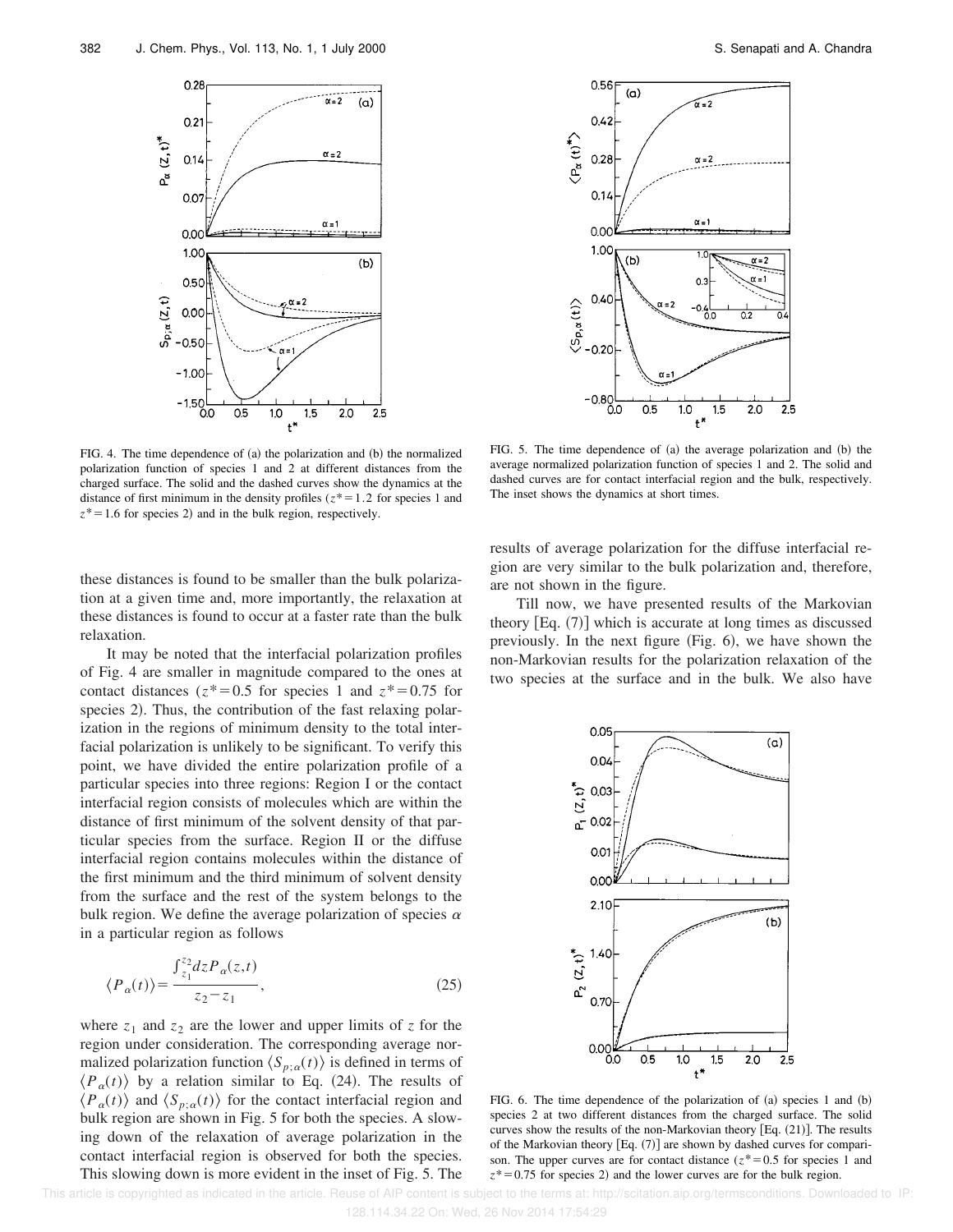FIG. 4. The time dependence of (a) the polarization and (b) the normalized polarization function of species 1 and 2 at different distances from the charged surface. The solid and the dashed curves show the dynamics at the distance of first minimum in the density profiles ($z^*=1.2$ for species 1 and $z^*=1.6$ for species 2) and in the bulk region, respectively.

FIG. 5. The time dependence of (a) the average polarization and (b) the average normalized polarization function of species 1 and 2. The solid and dashed curves are for contact interfacial region and the bulk, respectively. The inset shows the dynamics at short times.

these distances is found to be smaller than the bulk polarization at a given time and, more importantly, the relaxation at these distances is found to occur at a faster rate than the bulk relaxation.

It may be noted that the interfacial polarization profiles of Fig. 4 are smaller in magnitude compared to the ones at contact distances ($z^*=0.5$ for species 1 and $z^*=0.75$ for species 2). Thus, the contribution of the fast relaxing polarization in the regions of minimum density to the total interfacial polarization is unlikely to be significant. To verify this point, we have divided the entire polarization profile of a particular species into three regions: Region I or the contact interfacial region consists of molecules which are within the distance of first minimum of the solvent density of that particular species from the surface. Region II or the diffuse interfacial region contains molecules within the distance of the first minimum and the third minimum of solvent density from the surface and the rest of the system belongs to the bulk region. We define the average polarization of species $\alpha$ in a particular region as follows

$$\langle P_\alpha(t)\rangle = \frac{\int_{z_1}^{z_2} dz P_\alpha(z,t)}{z_2 - z_1}, \tag{25}$$

where $z_1$ and $z_2$ are the lower and upper limits of $z$ for the region under consideration. The corresponding average normalized polarization function $\langle S_{p;\alpha}(t)\rangle$ is defined in terms of $\langle P_\alpha(t)\rangle$ by a relation similar to Eq. (24). The results of $\langle P_\alpha(t)\rangle$ and $\langle S_{p;\alpha}(t)\rangle$ for the contact interfacial region and bulk region are shown in Fig. 5 for both the species. A slowing down of the relaxation of average polarization in the contact interfacial region is observed for both the species. This slowing down is more evident in the inset of Fig. 5. The results of average polarization for the diffuse interfacial region are very similar to the bulk polarization and, therefore, are not shown in the figure.

Till now, we have presented results of the Markovian theory [Eq. (7)] which is accurate at long times as discussed previously. In the next figure (Fig. 6), we have shown the non-Markovian results for the polarization relaxation of the two species at the surface and in the bulk. We also have

FIG. 6. The time dependence of the polarization of (a) species 1 and (b) species 2 at two different distances from the charged surface. The solid curves show the results of the non-Markovian theory [Eq. (21)]. The results of the Markovian theory [Eq. (7)] are shown by dashed curves for comparison. The upper curves are for contact distance ($z^*=0.5$ for species 1 and $z^*=0.75$ for species 2) and the lower curves are for the bulk region.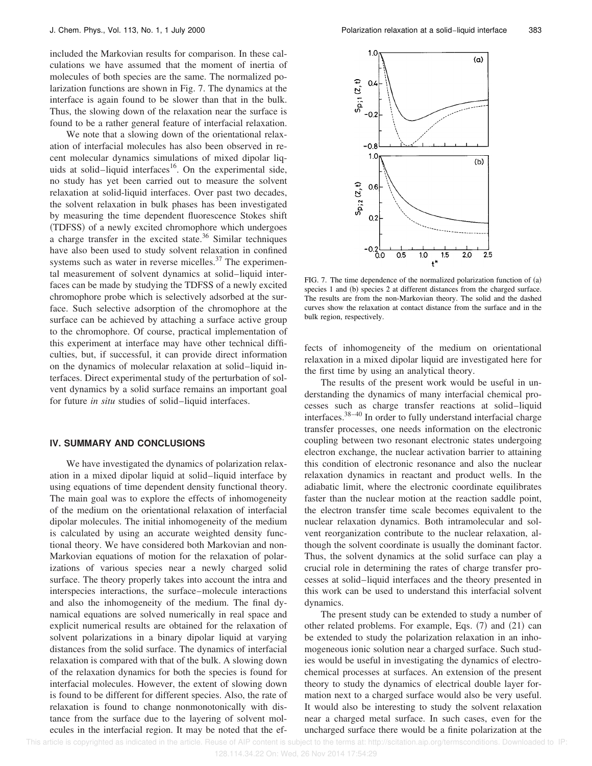included the Markovian results for comparison. In these calculations we have assumed that the moment of inertia of molecules of both species are the same. The normalized polarization functions are shown in Fig. 7. The dynamics at the interface is again found to be slower than that in the bulk. Thus, the slowing down of the relaxation near the surface is found to be a rather general feature of interfacial relaxation.

We note that a slowing down of the orientational relaxation of interfacial molecules has also been observed in recent molecular dynamics simulations of mixed dipolar liquids at solid–liquid interfaces[16]. On the experimental side, no study has yet been carried out to measure the solvent relaxation at solid-liquid interfaces. Over past two decades, the solvent relaxation in bulk phases has been investigated by measuring the time dependent fluorescence Stokes shift (TDFSS) of a newly excited chromophore which undergoes a charge transfer in the excited state.[36] Similar techniques have also been used to study solvent relaxation in confined systems such as water in reverse micelles.[37] The experimental measurement of solvent dynamics at solid–liquid interfaces can be made by studying the TDFSS of a newly excited chromophore probe which is selectively adsorbed at the surface. Such selective adsorption of the chromophore at the surface can be achieved by attaching a surface active group to the chromophore. Of course, practical implementation of this experiment at interface may have other technical difficulties, but, if successful, it can provide direct information on the dynamics of molecular relaxation at solid–liquid interfaces. Direct experimental study of the perturbation of solvent dynamics by a solid surface remains an important goal for future *in situ* studies of solid–liquid interfaces.

FIG. 7. The time dependence of the normalized polarization function of (a) species 1 and (b) species 2 at different distances from the charged surface. The results are from the non-Markovian theory. The solid and the dashed curves show the relaxation at contact distance from the surface and in the bulk region, respectively.

## IV. SUMMARY AND CONCLUSIONS

We have investigated the dynamics of polarization relaxation in a mixed dipolar liquid at solid–liquid interface by using equations of time dependent density functional theory. The main goal was to explore the effects of inhomogeneity of the medium on the orientational relaxation of interfacial dipolar molecules. The initial inhomogeneity of the medium is calculated by using an accurate weighted density functional theory. We have considered both Markovian and non-Markovian equations of motion for the relaxation of polarizations of various species near a newly charged solid surface. The theory properly takes into account the intra and interspecies interactions, the surface–molecule interactions and also the inhomogeneity of the medium. The final dynamical equations are solved numerically in real space and explicit numerical results are obtained for the relaxation of solvent polarizations in a binary dipolar liquid at varying distances from the solid surface. The dynamics of interfacial relaxation is compared with that of the bulk. A slowing down of the relaxation dynamics for both the species is found for interfacial molecules. However, the extent of slowing down is found to be different for different species. Also, the rate of relaxation is found to change nonmonotonically with distance from the surface due to the layering of solvent molecules in the interfacial region. It may be noted that the effects of inhomogeneity of the medium on orientational relaxation in a mixed dipolar liquid are investigated here for the first time by using an analytical theory.

The results of the present work would be useful in understanding the dynamics of many interfacial chemical processes such as charge transfer reactions at solid–liquid interfaces.[38–40] In order to fully understand interfacial charge transfer processes, one needs information on the electronic coupling between two resonant electronic states undergoing electron exchange, the nuclear activation barrier to attaining this condition of electronic resonance and also the nuclear relaxation dynamics in reactant and product wells. In the adiabatic limit, where the electronic coordinate equilibrates faster than the nuclear motion at the reaction saddle point, the electron transfer time scale becomes equivalent to the nuclear relaxation dynamics. Both intramolecular and solvent reorganization contribute to the nuclear relaxation, although the solvent coordinate is usually the dominant factor. Thus, the solvent dynamics at the solid surface can play a crucial role in determining the rates of charge transfer processes at solid–liquid interfaces and the theory presented in this work can be used to understand this interfacial solvent dynamics.

The present study can be extended to study a number of other related problems. For example, Eqs. (7) and (21) can be extended to study the polarization relaxation in an inhomogeneous ionic solution near a charged surface. Such studies would be useful in investigating the dynamics of electrochemical processes at surfaces. An extension of the present theory to study the dynamics of electrical double layer formation next to a charged surface would also be very useful. It would also be interesting to study the solvent relaxation near a charged metal surface. In such cases, even for the uncharged surface there would be a finite polarization at the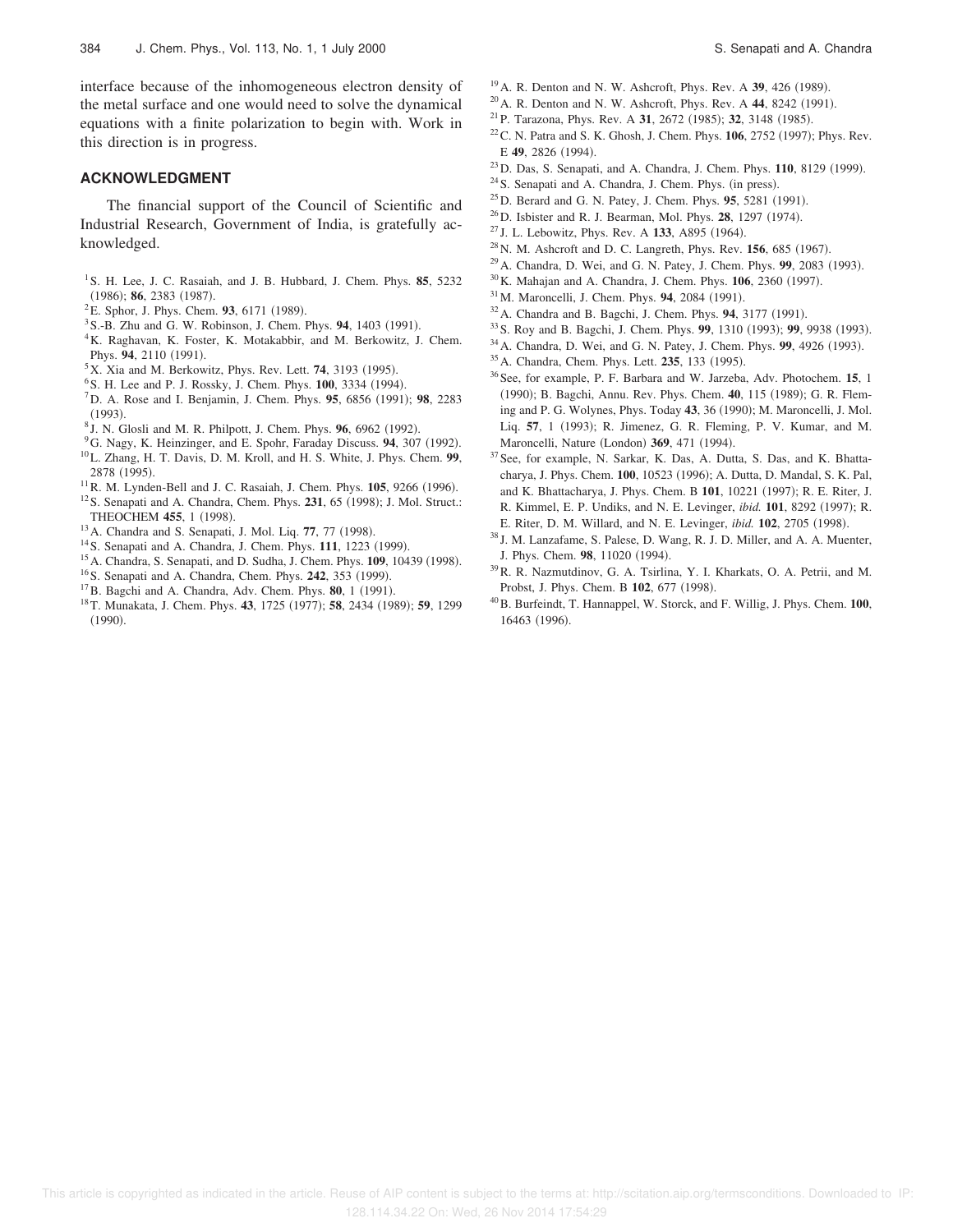interface because of the inhomogeneous electron density of the metal surface and one would need to solve the dynamical equations with a finite polarization to begin with. Work in this direction is in progress.

## ACKNOWLEDGMENT

The financial support of the Council of Scientific and Industrial Research, Government of India, is gratefully acknowledged.

[1] S. H. Lee, J. C. Rasaiah, and J. B. Hubbard, J. Chem. Phys. **85**, 5232 (1986); **86**, 2383 (1987).

[2] E. Sphor, J. Phys. Chem. **93**, 6171 (1989).

[3] S.-B. Zhu and G. W. Robinson, J. Chem. Phys. **94**, 1403 (1991).

[4] K. Raghavan, K. Foster, K. Motakabbir, and M. Berkowitz, J. Chem. Phys. **94**, 2110 (1991).

[5] X. Xia and M. Berkowitz, Phys. Rev. Lett. **74**, 3193 (1995).

[6] S. H. Lee and P. J. Rossky, J. Chem. Phys. **100**, 3334 (1994).

[7] D. A. Rose and I. Benjamin, J. Chem. Phys. **95**, 6856 (1991); **98**, 2283 (1993).

[8] J. N. Glosli and M. R. Philpott, J. Chem. Phys. **96**, 6962 (1992).

[9] G. Nagy, K. Heinzinger, and E. Spohr, Faraday Discuss. **94**, 307 (1992).

[10] L. Zhang, H. T. Davis, D. M. Kroll, and H. S. White, J. Phys. Chem. **99**, 2878 (1995).

[11] R. M. Lynden-Bell and J. C. Rasaiah, J. Chem. Phys. **105**, 9266 (1996).

[12] S. Senapati and A. Chandra, Chem. Phys. **231**, 65 (1998); J. Mol. Struct.: THEOCHEM **455**, 1 (1998).

[13] A. Chandra and S. Senapati, J. Mol. Liq. **77**, 77 (1998).

[14] S. Senapati and A. Chandra, J. Chem. Phys. **111**, 1223 (1999).

[15] A. Chandra, S. Senapati, and D. Sudha, J. Chem. Phys. **109**, 10439 (1998).

[16] S. Senapati and A. Chandra, Chem. Phys. **242**, 353 (1999).

[17] B. Bagchi and A. Chandra, Adv. Chem. Phys. **80**, 1 (1991).

[18] T. Munakata, J. Chem. Phys. **43**, 1725 (1977); **58**, 2434 (1989); **59**, 1299 (1990).

[19] A. R. Denton and N. W. Ashcroft, Phys. Rev. A **39**, 426 (1989).

[20] A. R. Denton and N. W. Ashcroft, Phys. Rev. A **44**, 8242 (1991).

[21] P. Tarazona, Phys. Rev. A **31**, 2672 (1985); **32**, 3148 (1985).

[22] C. N. Patra and S. K. Ghosh, J. Chem. Phys. **106**, 2752 (1997); Phys. Rev. E **49**, 2826 (1994).

[23] D. Das, S. Senapati, and A. Chandra, J. Chem. Phys. **110**, 8129 (1999).

[24] S. Senapati and A. Chandra, J. Chem. Phys. (in press).

[25] D. Berard and G. N. Patey, J. Chem. Phys. **95**, 5281 (1991).

[26] D. Isbister and R. J. Bearman, Mol. Phys. **28**, 1297 (1974).

[27] J. L. Lebowitz, Phys. Rev. A **133**, A895 (1964).

[28] N. M. Ashcroft and D. C. Langreth, Phys. Rev. **156**, 685 (1967).

[29] A. Chandra, D. Wei, and G. N. Patey, J. Chem. Phys. **99**, 2083 (1993).

[30] K. Mahajan and A. Chandra, J. Chem. Phys. **106**, 2360 (1997).

[31] M. Maroncelli, J. Chem. Phys. **94**, 2084 (1991).

[32] A. Chandra and B. Bagchi, J. Chem. Phys. **94**, 3177 (1991).

[33] S. Roy and B. Bagchi, J. Chem. Phys. **99**, 1310 (1993); **99**, 9938 (1993).

[34] A. Chandra, D. Wei, and G. N. Patey, J. Chem. Phys. **99**, 4926 (1993).

[35] A. Chandra, Chem. Phys. Lett. **235**, 133 (1995).

[36] See, for example, P. F. Barbara and W. Jarzeba, Adv. Photochem. **15**, 1 (1990); B. Bagchi, Annu. Rev. Phys. Chem. **40**, 115 (1989); G. R. Fleming and P. G. Wolynes, Phys. Today **43**, 36 (1990); M. Maroncelli, J. Mol. Liq. **57**, 1 (1993); R. Jimenez, G. R. Fleming, P. V. Kumar, and M. Maroncelli, Nature (London) **369**, 471 (1994).

[37] See, for example, N. Sarkar, K. Das, A. Dutta, S. Das, and K. Bhattacharya, J. Phys. Chem. **100**, 10523 (1996); A. Dutta, D. Mandal, S. K. Pal, and K. Bhattacharya, J. Phys. Chem. B **101**, 10221 (1997); R. E. Riter, J. R. Kimmel, E. P. Undiks, and N. E. Levinger, *ibid.* **101**, 8292 (1997); R. E. Riter, D. M. Willard, and N. E. Levinger, *ibid.* **102**, 2705 (1998).

[38] J. M. Lanzafame, S. Palese, D. Wang, R. J. D. Miller, and A. A. Muenter, J. Phys. Chem. **98**, 11020 (1994).

[39] R. R. Nazmutdinov, G. A. Tsirlina, Y. I. Kharkats, O. A. Petrii, and M. Probst, J. Phys. Chem. B **102**, 677 (1998).

[40] B. Burfeindt, T. Hannappel, W. Storck, and F. Willig, J. Phys. Chem. **100**, 16463 (1996).